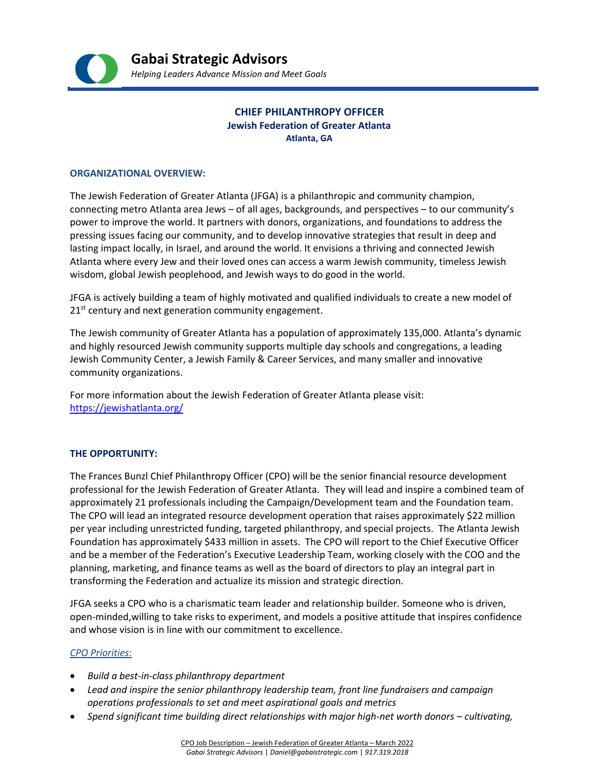# Gabai Strategic Advisors

*Helping Leaders Advance Mission and Meet Goals*

## CHIEF PHILANTHROPY OFFICER
### Jewish Federation of Greater Atlanta
### Atlanta, GA

### ORGANIZATIONAL OVERVIEW:

The Jewish Federation of Greater Atlanta (JFGA) is a philanthropic and community champion, connecting metro Atlanta area Jews – of all ages, backgrounds, and perspectives – to our community's power to improve the world. It partners with donors, organizations, and foundations to address the pressing issues facing our community, and to develop innovative strategies that result in deep and lasting impact locally, in Israel, and around the world. It envisions a thriving and connected Jewish Atlanta where every Jew and their loved ones can access a warm Jewish community, timeless Jewish wisdom, global Jewish peoplehood, and Jewish ways to do good in the world.

JFGA is actively building a team of highly motivated and qualified individuals to create a new model of 21st century and next generation community engagement.

The Jewish community of Greater Atlanta has a population of approximately 135,000. Atlanta's dynamic and highly resourced Jewish community supports multiple day schools and congregations, a leading Jewish Community Center, a Jewish Family & Career Services, and many smaller and innovative community organizations.

For more information about the Jewish Federation of Greater Atlanta please visit: https://jewishatlanta.org/

### THE OPPORTUNITY:

The Frances Bunzl Chief Philanthropy Officer (CPO) will be the senior financial resource development professional for the Jewish Federation of Greater Atlanta. They will lead and inspire a combined team of approximately 21 professionals including the Campaign/Development team and the Foundation team. The CPO will lead an integrated resource development operation that raises approximately $22 million per year including unrestricted funding, targeted philanthropy, and special projects. The Atlanta Jewish Foundation has approximately $433 million in assets. The CPO will report to the Chief Executive Officer and be a member of the Federation's Executive Leadership Team, working closely with the COO and the planning, marketing, and finance teams as well as the board of directors to play an integral part in transforming the Federation and actualize its mission and strategic direction.

JFGA seeks a CPO who is a charismatic team leader and relationship builder. Someone who is driven, open-minded,willing to take risks to experiment, and models a positive attitude that inspires confidence and whose vision is in line with our commitment to excellence.

*CPO Priorities:*

- *Build a best-in-class philanthropy department*
- *Lead and inspire the senior philanthropy leadership team, front line fundraisers and campaign operations professionals to set and meet aspirational goals and metrics*
- *Spend significant time building direct relationships with major high-net worth donors – cultivating,*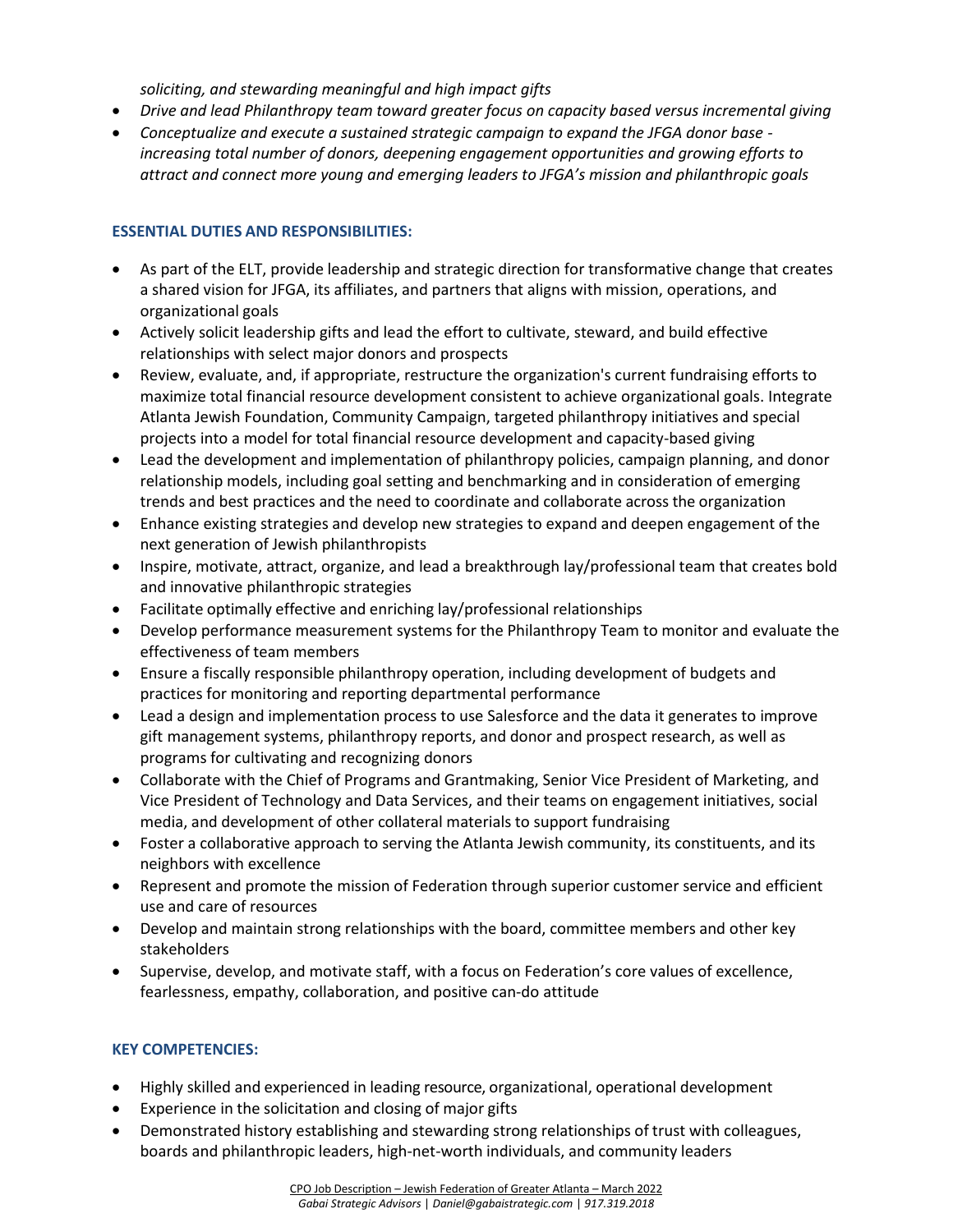*soliciting, and stewarding meaningful and high impact gifts*

- *Drive and lead Philanthropy team toward greater focus on capacity based versus incremental giving*
- *Conceptualize and execute a sustained strategic campaign to expand the JFGA donor base - increasing total number of donors, deepening engagement opportunities and growing efforts to attract and connect more young and emerging leaders to JFGA's mission and philanthropic goals*

### ESSENTIAL DUTIES AND RESPONSIBILITIES:

- As part of the ELT, provide leadership and strategic direction for transformative change that creates a shared vision for JFGA, its affiliates, and partners that aligns with mission, operations, and organizational goals
- Actively solicit leadership gifts and lead the effort to cultivate, steward, and build effective relationships with select major donors and prospects
- Review, evaluate, and, if appropriate, restructure the organization's current fundraising efforts to maximize total financial resource development consistent to achieve organizational goals. Integrate Atlanta Jewish Foundation, Community Campaign, targeted philanthropy initiatives and special projects into a model for total financial resource development and capacity-based giving
- Lead the development and implementation of philanthropy policies, campaign planning, and donor relationship models, including goal setting and benchmarking and in consideration of emerging trends and best practices and the need to coordinate and collaborate across the organization
- Enhance existing strategies and develop new strategies to expand and deepen engagement of the next generation of Jewish philanthropists
- Inspire, motivate, attract, organize, and lead a breakthrough lay/professional team that creates bold and innovative philanthropic strategies
- Facilitate optimally effective and enriching lay/professional relationships
- Develop performance measurement systems for the Philanthropy Team to monitor and evaluate the effectiveness of team members
- Ensure a fiscally responsible philanthropy operation, including development of budgets and practices for monitoring and reporting departmental performance
- Lead a design and implementation process to use Salesforce and the data it generates to improve gift management systems, philanthropy reports, and donor and prospect research, as well as programs for cultivating and recognizing donors
- Collaborate with the Chief of Programs and Grantmaking, Senior Vice President of Marketing, and Vice President of Technology and Data Services, and their teams on engagement initiatives, social media, and development of other collateral materials to support fundraising
- Foster a collaborative approach to serving the Atlanta Jewish community, its constituents, and its neighbors with excellence
- Represent and promote the mission of Federation through superior customer service and efficient use and care of resources
- Develop and maintain strong relationships with the board, committee members and other key stakeholders
- Supervise, develop, and motivate staff, with a focus on Federation's core values of excellence, fearlessness, empathy, collaboration, and positive can-do attitude

### KEY COMPETENCIES:

- Highly skilled and experienced in leading resource, organizational, operational development
- Experience in the solicitation and closing of major gifts
- Demonstrated history establishing and stewarding strong relationships of trust with colleagues, boards and philanthropic leaders, high-net-worth individuals, and community leaders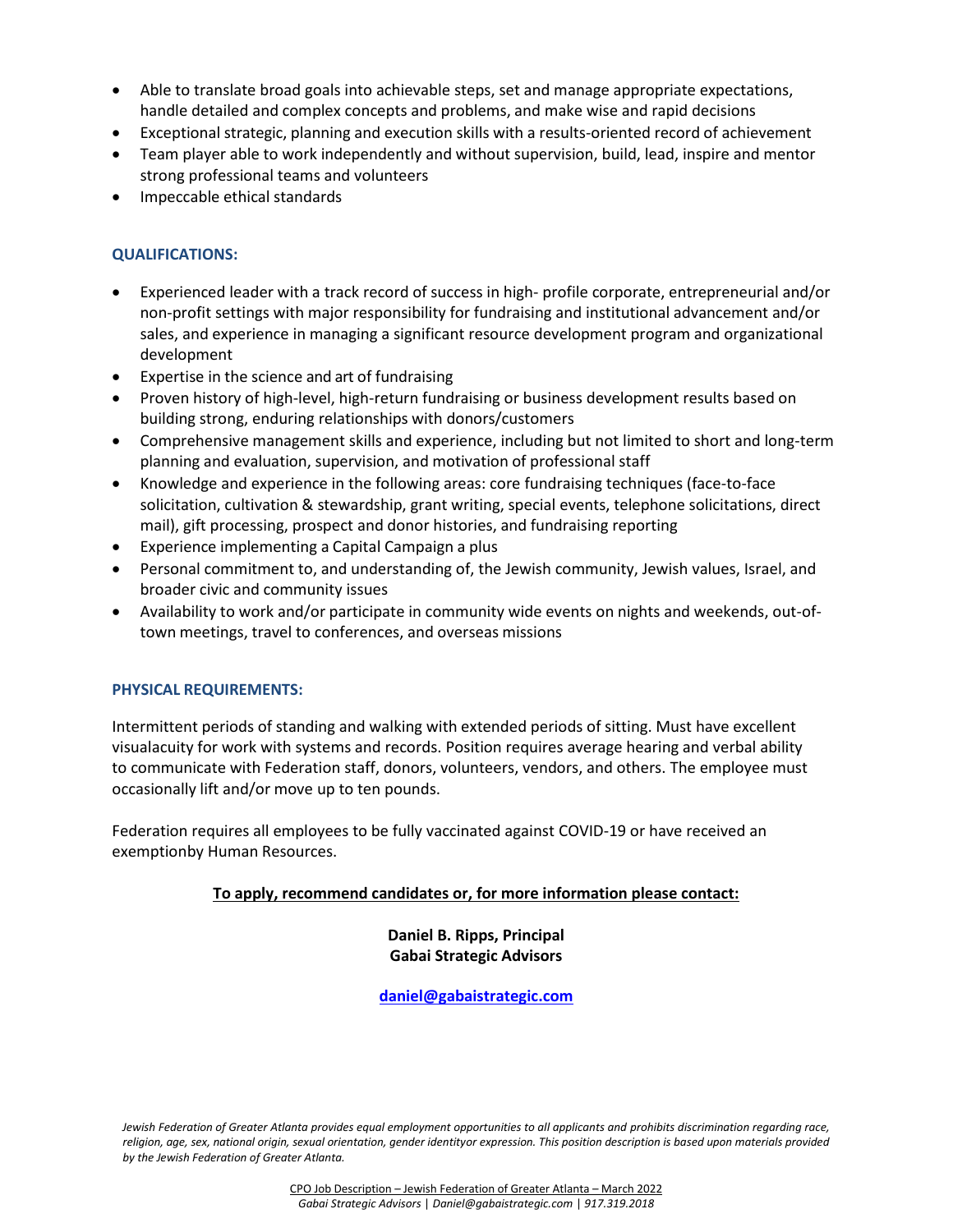- Able to translate broad goals into achievable steps, set and manage appropriate expectations, handle detailed and complex concepts and problems, and make wise and rapid decisions
- Exceptional strategic, planning and execution skills with a results-oriented record of achievement
- Team player able to work independently and without supervision, build, lead, inspire and mentor strong professional teams and volunteers
- Impeccable ethical standards

### QUALIFICATIONS:

- Experienced leader with a track record of success in high- profile corporate, entrepreneurial and/or non-profit settings with major responsibility for fundraising and institutional advancement and/or sales, and experience in managing a significant resource development program and organizational development
- Expertise in the science and art of fundraising
- Proven history of high-level, high-return fundraising or business development results based on building strong, enduring relationships with donors/customers
- Comprehensive management skills and experience, including but not limited to short and long-term planning and evaluation, supervision, and motivation of professional staff
- Knowledge and experience in the following areas: core fundraising techniques (face-to-face solicitation, cultivation & stewardship, grant writing, special events, telephone solicitations, direct mail), gift processing, prospect and donor histories, and fundraising reporting
- Experience implementing a Capital Campaign a plus
- Personal commitment to, and understanding of, the Jewish community, Jewish values, Israel, and broader civic and community issues
- Availability to work and/or participate in community wide events on nights and weekends, out-of-town meetings, travel to conferences, and overseas missions

### PHYSICAL REQUIREMENTS:

Intermittent periods of standing and walking with extended periods of sitting. Must have excellent visualacuity for work with systems and records. Position requires average hearing and verbal ability to communicate with Federation staff, donors, volunteers, vendors, and others. The employee must occasionally lift and/or move up to ten pounds.

Federation requires all employees to be fully vaccinated against COVID-19 or have received an exemptionby Human Resources.

**To apply, recommend candidates or, for more information please contact:**

**Daniel B. Ripps, Principal**
**Gabai Strategic Advisors**

**daniel@gabaistrategic.com**

*Jewish Federation of Greater Atlanta provides equal employment opportunities to all applicants and prohibits discrimination regarding race, religion, age, sex, national origin, sexual orientation, gender identityor expression. This position description is based upon materials provided by the Jewish Federation of Greater Atlanta.*